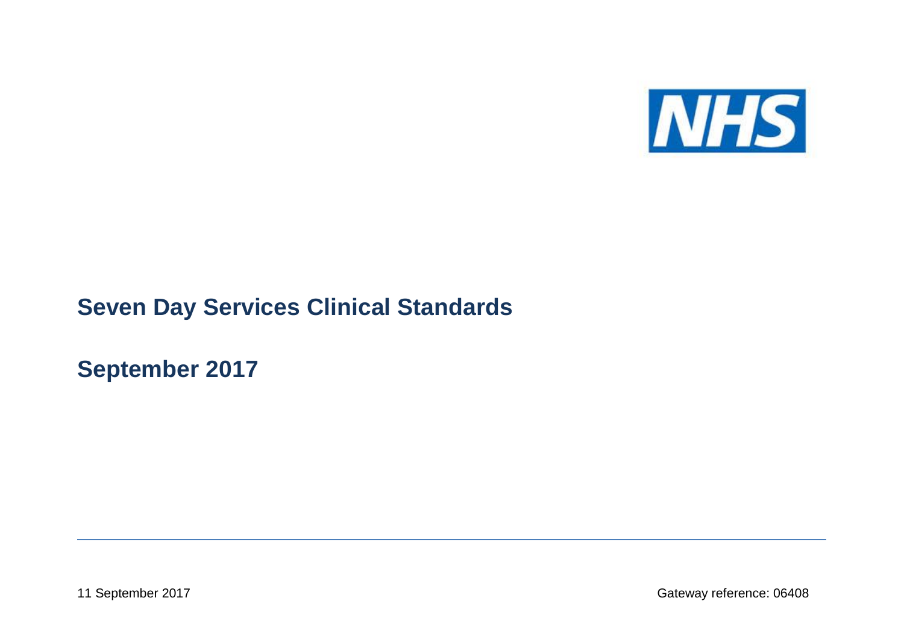NHS

# Seven Day Services Clinical Standards

## September 2017

11 September 2017

Gateway reference: 06408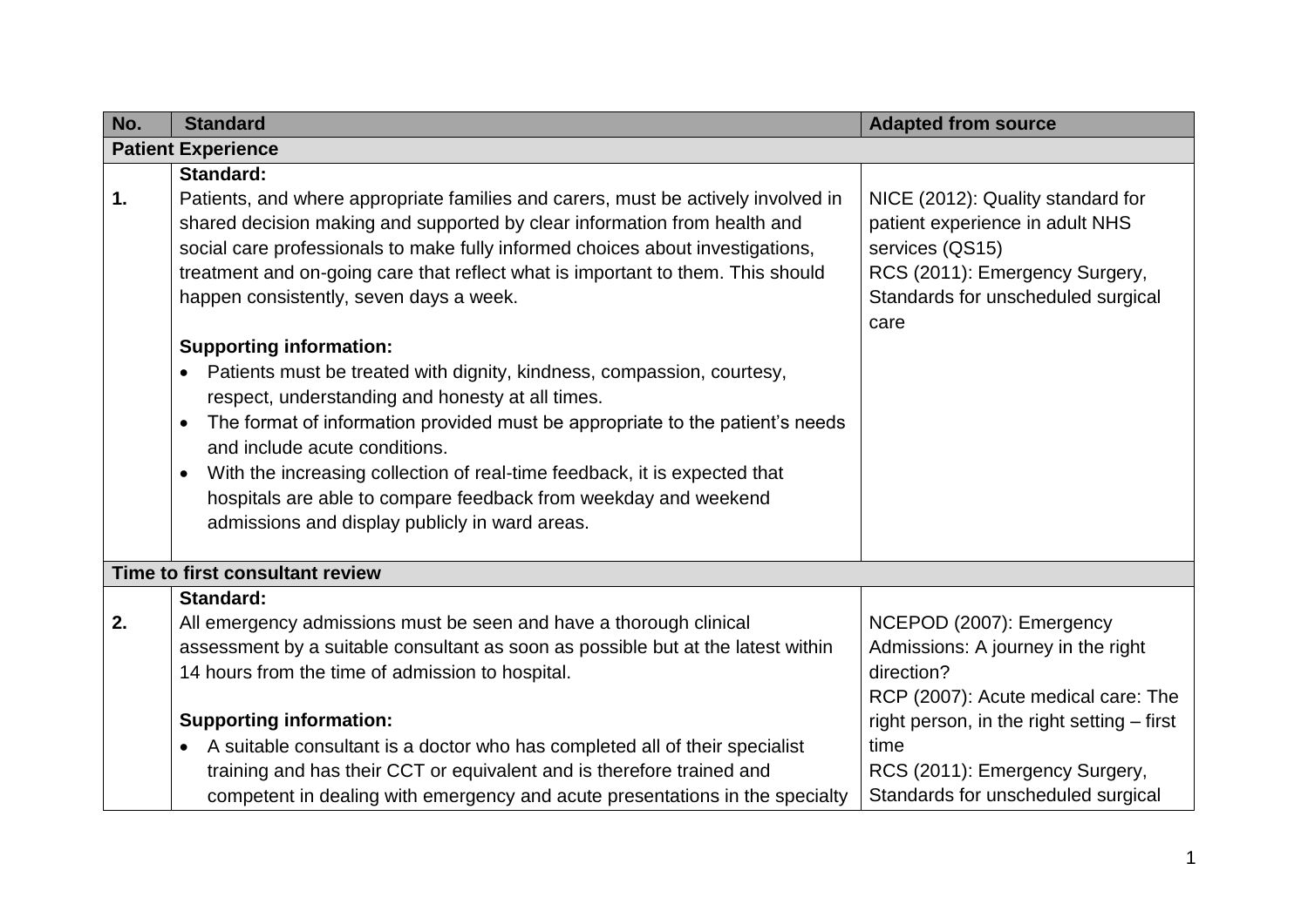| No. | Standard | Adapted from source |
| --- | --- | --- |
| **Patient Experience** | | |
| 1. | **Standard:**<br>Patients, and where appropriate families and carers, must be actively involved in shared decision making and supported by clear information from health and social care professionals to make fully informed choices about investigations, treatment and on-going care that reflect what is important to them. This should happen consistently, seven days a week.<br><br>**Supporting information:**<br>• Patients must be treated with dignity, kindness, compassion, courtesy, respect, understanding and honesty at all times.<br>• The format of information provided must be appropriate to the patient's needs and include acute conditions.<br>• With the increasing collection of real-time feedback, it is expected that hospitals are able to compare feedback from weekday and weekend admissions and display publicly in ward areas. | NICE (2012): Quality standard for patient experience in adult NHS services (QS15)<br>RCS (2011): Emergency Surgery, Standards for unscheduled surgical care |
| **Time to first consultant review** | | |
| 2. | **Standard:**<br>All emergency admissions must be seen and have a thorough clinical assessment by a suitable consultant as soon as possible but at the latest within 14 hours from the time of admission to hospital.<br><br>**Supporting information:**<br>• A suitable consultant is a doctor who has completed all of their specialist training and has their CCT or equivalent and is therefore trained and competent in dealing with emergency and acute presentations in the specialty | NCEPOD (2007): Emergency Admissions: A journey in the right direction?<br>RCP (2007): Acute medical care: The right person, in the right setting – first time<br>RCS (2011): Emergency Surgery, Standards for unscheduled surgical |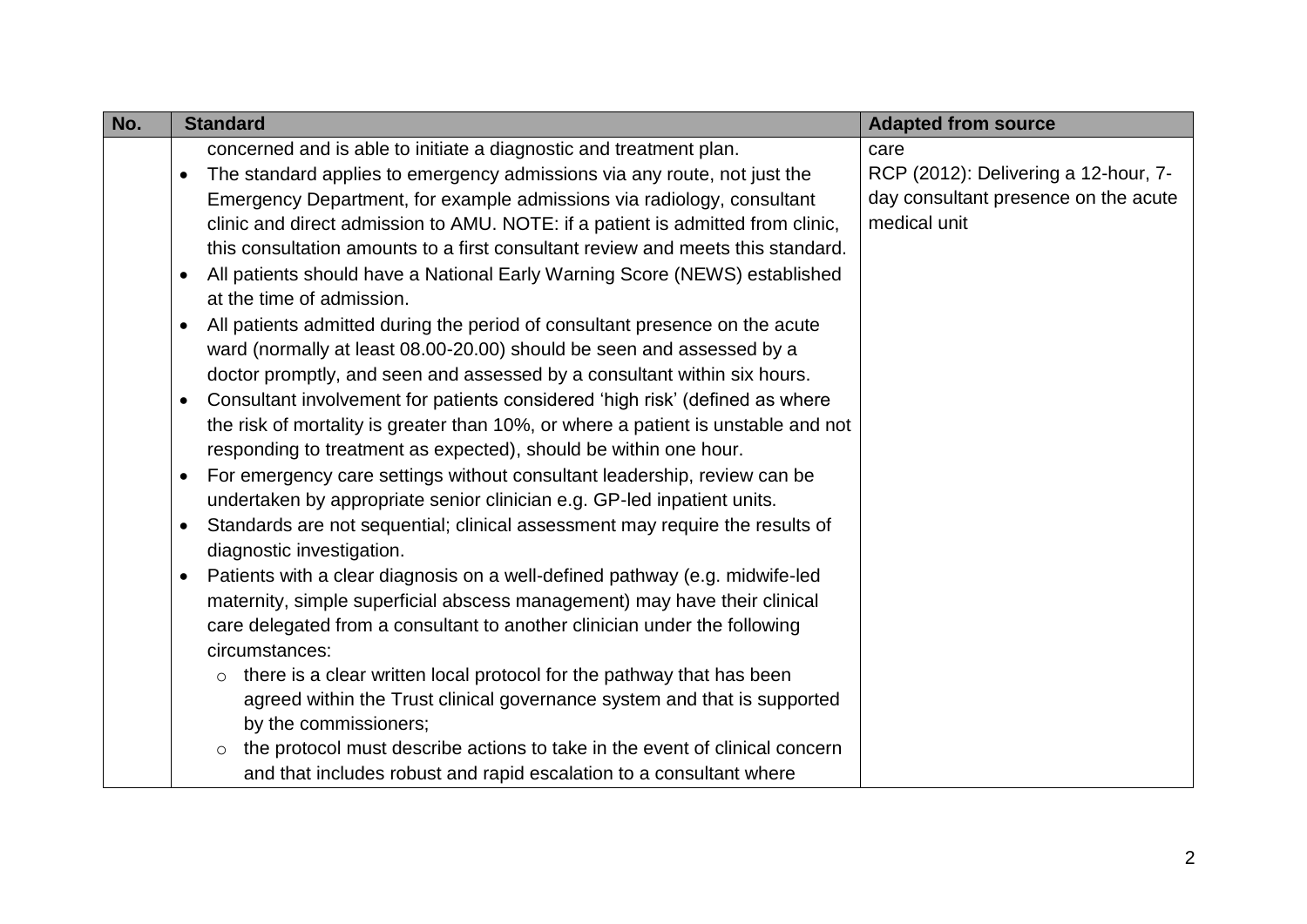| No. | Standard | Adapted from source |
|---|---|---|
| | concerned and is able to initiate a diagnostic and treatment plan.<br>• The standard applies to emergency admissions via any route, not just the Emergency Department, for example admissions via radiology, consultant clinic and direct admission to AMU. NOTE: if a patient is admitted from clinic, this consultation amounts to a first consultant review and meets this standard.<br>• All patients should have a National Early Warning Score (NEWS) established at the time of admission.<br>• All patients admitted during the period of consultant presence on the acute ward (normally at least 08.00-20.00) should be seen and assessed by a doctor promptly, and seen and assessed by a consultant within six hours.<br>• Consultant involvement for patients considered 'high risk' (defined as where the risk of mortality is greater than 10%, or where a patient is unstable and not responding to treatment as expected), should be within one hour.<br>• For emergency care settings without consultant leadership, review can be undertaken by appropriate senior clinician e.g. GP-led inpatient units.<br>• Standards are not sequential; clinical assessment may require the results of diagnostic investigation.<br>• Patients with a clear diagnosis on a well-defined pathway (e.g. midwife-led maternity, simple superficial abscess management) may have their clinical care delegated from a consultant to another clinician under the following circumstances:<br>&nbsp;&nbsp;&nbsp;&nbsp;○ there is a clear written local protocol for the pathway that has been agreed within the Trust clinical governance system and that is supported by the commissioners;<br>&nbsp;&nbsp;&nbsp;&nbsp;○ the protocol must describe actions to take in the event of clinical concern and that includes robust and rapid escalation to a consultant where | care<br>RCP (2012): Delivering a 12-hour, 7-day consultant presence on the acute medical unit |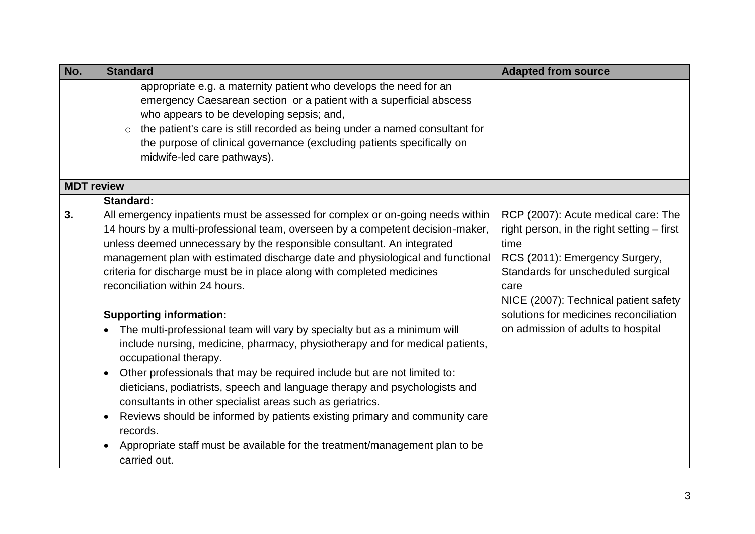| No. | Standard | Adapted from source |
|---|---|---|
| | appropriate e.g. a maternity patient who develops the need for an emergency Caesarean section or a patient with a superficial abscess who appears to be developing sepsis; and,<br>◦ the patient's care is still recorded as being under a named consultant for the purpose of clinical governance (excluding patients specifically on midwife-led care pathways). | |
| **MDT review** | | |
| 3. | **Standard:**<br>All emergency inpatients must be assessed for complex or on-going needs within 14 hours by a multi-professional team, overseen by a competent decision-maker, unless deemed unnecessary by the responsible consultant. An integrated management plan with estimated discharge date and physiological and functional criteria for discharge must be in place along with completed medicines reconciliation within 24 hours.<br><br>**Supporting information:**<br>• The multi-professional team will vary by specialty but as a minimum will include nursing, medicine, pharmacy, physiotherapy and for medical patients, occupational therapy.<br>• Other professionals that may be required include but are not limited to: dieticians, podiatrists, speech and language therapy and psychologists and consultants in other specialist areas such as geriatrics.<br>• Reviews should be informed by patients existing primary and community care records.<br>• Appropriate staff must be available for the treatment/management plan to be carried out. | RCP (2007): Acute medical care: The right person, in the right setting – first time<br>RCS (2011): Emergency Surgery, Standards for unscheduled surgical care<br>NICE (2007): Technical patient safety solutions for medicines reconciliation on admission of adults to hospital |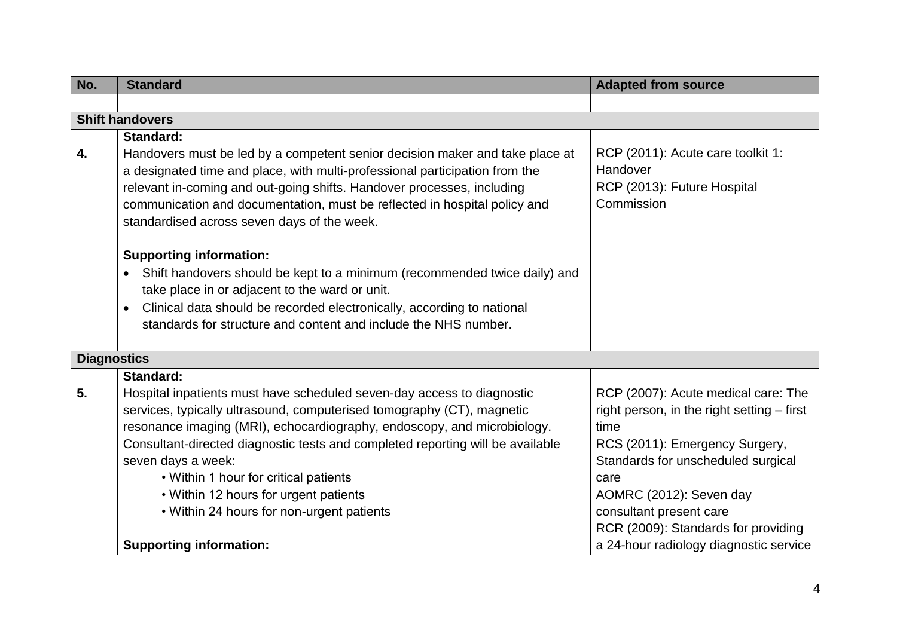| No. | Standard | Adapted from source |
| --- | --- | --- |
| | | |
| **Shift handovers** | | |
| 4. | **Standard:**<br>Handovers must be led by a competent senior decision maker and take place at a designated time and place, with multi-professional participation from the relevant in-coming and out-going shifts. Handover processes, including communication and documentation, must be reflected in hospital policy and standardised across seven days of the week.<br><br>**Supporting information:**<br>• Shift handovers should be kept to a minimum (recommended twice daily) and take place in or adjacent to the ward or unit.<br>• Clinical data should be recorded electronically, according to national standards for structure and content and include the NHS number. | RCP (2011): Acute care toolkit 1: Handover<br>RCP (2013): Future Hospital Commission |
| **Diagnostics** | | |
| 5. | **Standard:**<br>Hospital inpatients must have scheduled seven-day access to diagnostic services, typically ultrasound, computerised tomography (CT), magnetic resonance imaging (MRI), echocardiography, endoscopy, and microbiology. Consultant-directed diagnostic tests and completed reporting will be available seven days a week:<br>• Within 1 hour for critical patients<br>• Within 12 hours for urgent patients<br>• Within 24 hours for non-urgent patients<br><br>**Supporting information:** | RCP (2007): Acute medical care: The right person, in the right setting – first time<br>RCS (2011): Emergency Surgery, Standards for unscheduled surgical care<br>AOMRC (2012): Seven day consultant present care<br>RCR (2009): Standards for providing a 24-hour radiology diagnostic service |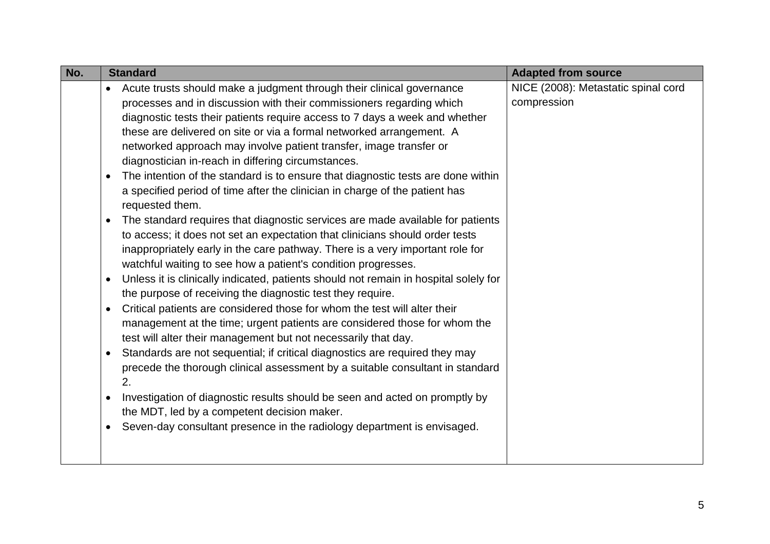| No. | Standard | Adapted from source |
|---|---|---|
| | • Acute trusts should make a judgment through their clinical governance processes and in discussion with their commissioners regarding which diagnostic tests their patients require access to 7 days a week and whether these are delivered on site or via a formal networked arrangement. A networked approach may involve patient transfer, image transfer or diagnostician in-reach in differing circumstances.<br>• The intention of the standard is to ensure that diagnostic tests are done within a specified period of time after the clinician in charge of the patient has requested them.<br>• The standard requires that diagnostic services are made available for patients to access; it does not set an expectation that clinicians should order tests inappropriately early in the care pathway. There is a very important role for watchful waiting to see how a patient's condition progresses.<br>• Unless it is clinically indicated, patients should not remain in hospital solely for the purpose of receiving the diagnostic test they require.<br>• Critical patients are considered those for whom the test will alter their management at the time; urgent patients are considered those for whom the test will alter their management but not necessarily that day.<br>• Standards are not sequential; if critical diagnostics are required they may precede the thorough clinical assessment by a suitable consultant in standard 2.<br>• Investigation of diagnostic results should be seen and acted on promptly by the MDT, led by a competent decision maker.<br>• Seven-day consultant presence in the radiology department is envisaged. | NICE (2008): Metastatic spinal cord compression |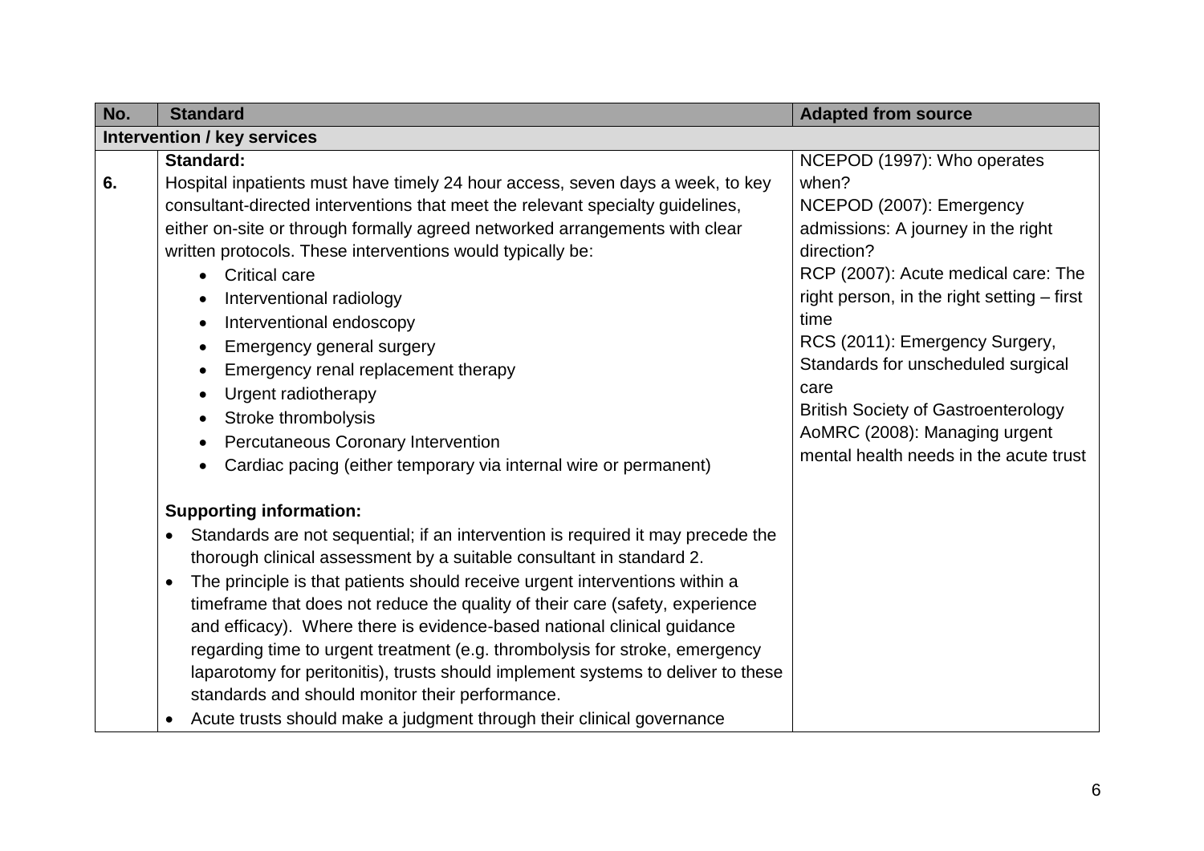| No. | Standard | Adapted from source |
|---|---|---|
| **Intervention / key services** | | |
| 6. | **Standard:**<br>Hospital inpatients must have timely 24 hour access, seven days a week, to key consultant-directed interventions that meet the relevant specialty guidelines, either on-site or through formally agreed networked arrangements with clear written protocols. These interventions would typically be:<br>• Critical care<br>• Interventional radiology<br>• Interventional endoscopy<br>• Emergency general surgery<br>• Emergency renal replacement therapy<br>• Urgent radiotherapy<br>• Stroke thrombolysis<br>• Percutaneous Coronary Intervention<br>• Cardiac pacing (either temporary via internal wire or permanent)<br><br>**Supporting information:**<br>• Standards are not sequential; if an intervention is required it may precede the thorough clinical assessment by a suitable consultant in standard 2.<br>• The principle is that patients should receive urgent interventions within a timeframe that does not reduce the quality of their care (safety, experience and efficacy). Where there is evidence-based national clinical guidance regarding time to urgent treatment (e.g. thrombolysis for stroke, emergency laparotomy for peritonitis), trusts should implement systems to deliver to these standards and should monitor their performance.<br>• Acute trusts should make a judgment through their clinical governance | NCEPOD (1997): Who operates when?<br>NCEPOD (2007): Emergency admissions: A journey in the right direction?<br>RCP (2007): Acute medical care: The right person, in the right setting – first time<br>RCS (2011): Emergency Surgery, Standards for unscheduled surgical care<br>British Society of Gastroenterology<br>AoMRC (2008): Managing urgent mental health needs in the acute trust |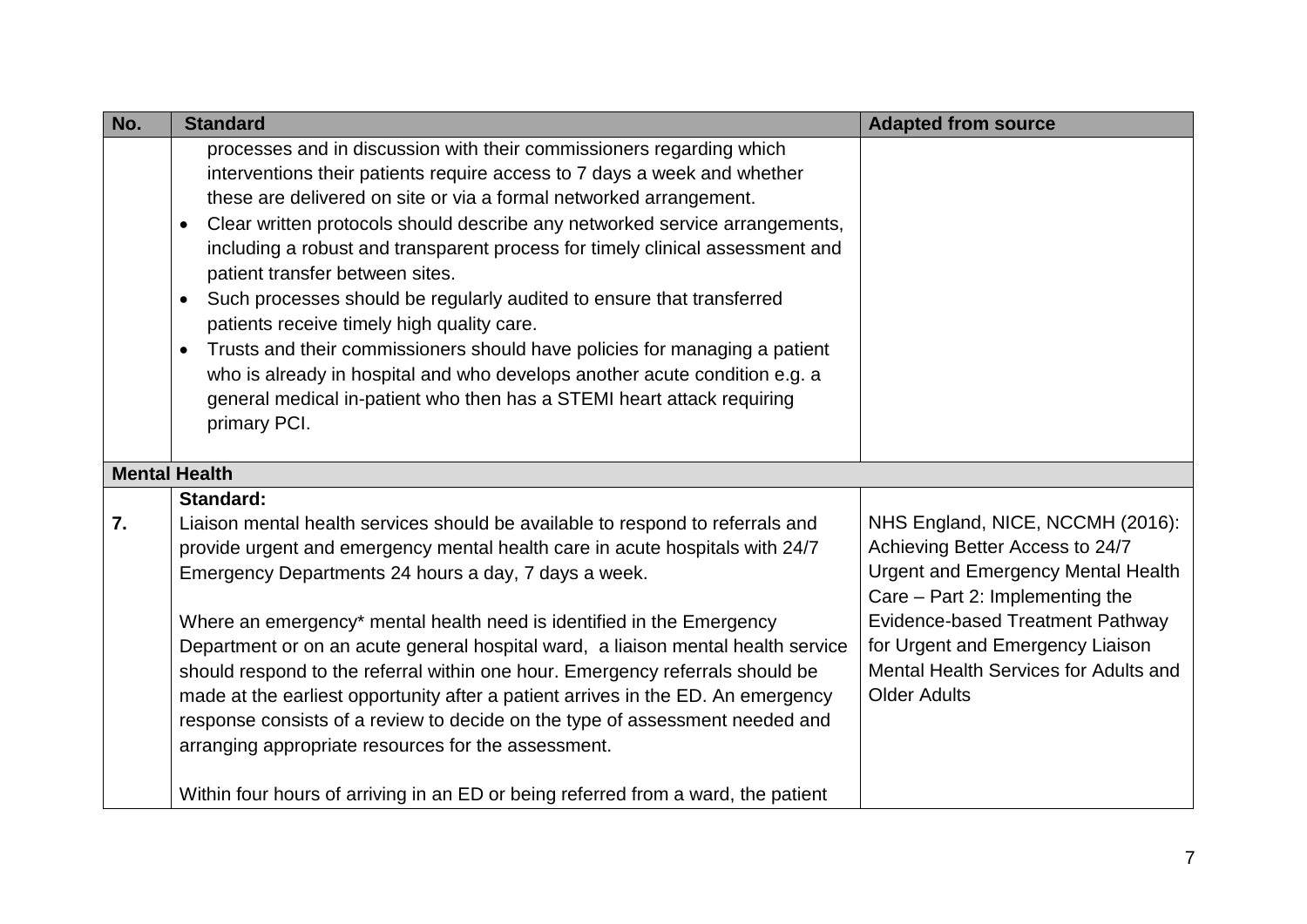| No. | Standard | Adapted from source |
|---|---|---|
| | processes and in discussion with their commissioners regarding which interventions their patients require access to 7 days a week and whether these are delivered on site or via a formal networked arrangement.<br>• Clear written protocols should describe any networked service arrangements, including a robust and transparent process for timely clinical assessment and patient transfer between sites.<br>• Such processes should be regularly audited to ensure that transferred patients receive timely high quality care.<br>• Trusts and their commissioners should have policies for managing a patient who is already in hospital and who develops another acute condition e.g. a general medical in-patient who then has a STEMI heart attack requiring primary PCI. | |
| **Mental Health** | | |
| 7. | **Standard:**<br>Liaison mental health services should be available to respond to referrals and provide urgent and emergency mental health care in acute hospitals with 24/7 Emergency Departments 24 hours a day, 7 days a week.<br><br>Where an emergency* mental health need is identified in the Emergency Department or on an acute general hospital ward, a liaison mental health service should respond to the referral within one hour. Emergency referrals should be made at the earliest opportunity after a patient arrives in the ED. An emergency response consists of a review to decide on the type of assessment needed and arranging appropriate resources for the assessment.<br><br>Within four hours of arriving in an ED or being referred from a ward, the patient | NHS England, NICE, NCCMH (2016): Achieving Better Access to 24/7 Urgent and Emergency Mental Health Care – Part 2: Implementing the Evidence-based Treatment Pathway for Urgent and Emergency Liaison Mental Health Services for Adults and Older Adults |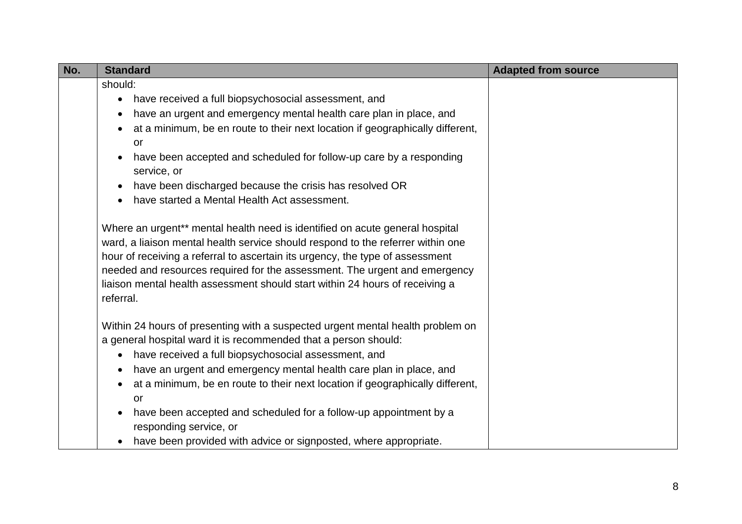| No. | Standard | Adapted from source |
| --- | --- | --- |
| | should:<br>• have received a full biopsychosocial assessment, and<br>• have an urgent and emergency mental health care plan in place, and<br>• at a minimum, be en route to their next location if geographically different, or<br>• have been accepted and scheduled for follow-up care by a responding service, or<br>• have been discharged because the crisis has resolved OR<br>• have started a Mental Health Act assessment.<br><br>Where an urgent** mental health need is identified on acute general hospital ward, a liaison mental health service should respond to the referrer within one hour of receiving a referral to ascertain its urgency, the type of assessment needed and resources required for the assessment. The urgent and emergency liaison mental health assessment should start within 24 hours of receiving a referral.<br><br>Within 24 hours of presenting with a suspected urgent mental health problem on a general hospital ward it is recommended that a person should:<br>• have received a full biopsychosocial assessment, and<br>• have an urgent and emergency mental health care plan in place, and<br>• at a minimum, be en route to their next location if geographically different, or<br>• have been accepted and scheduled for a follow-up appointment by a responding service, or<br>• have been provided with advice or signposted, where appropriate. | |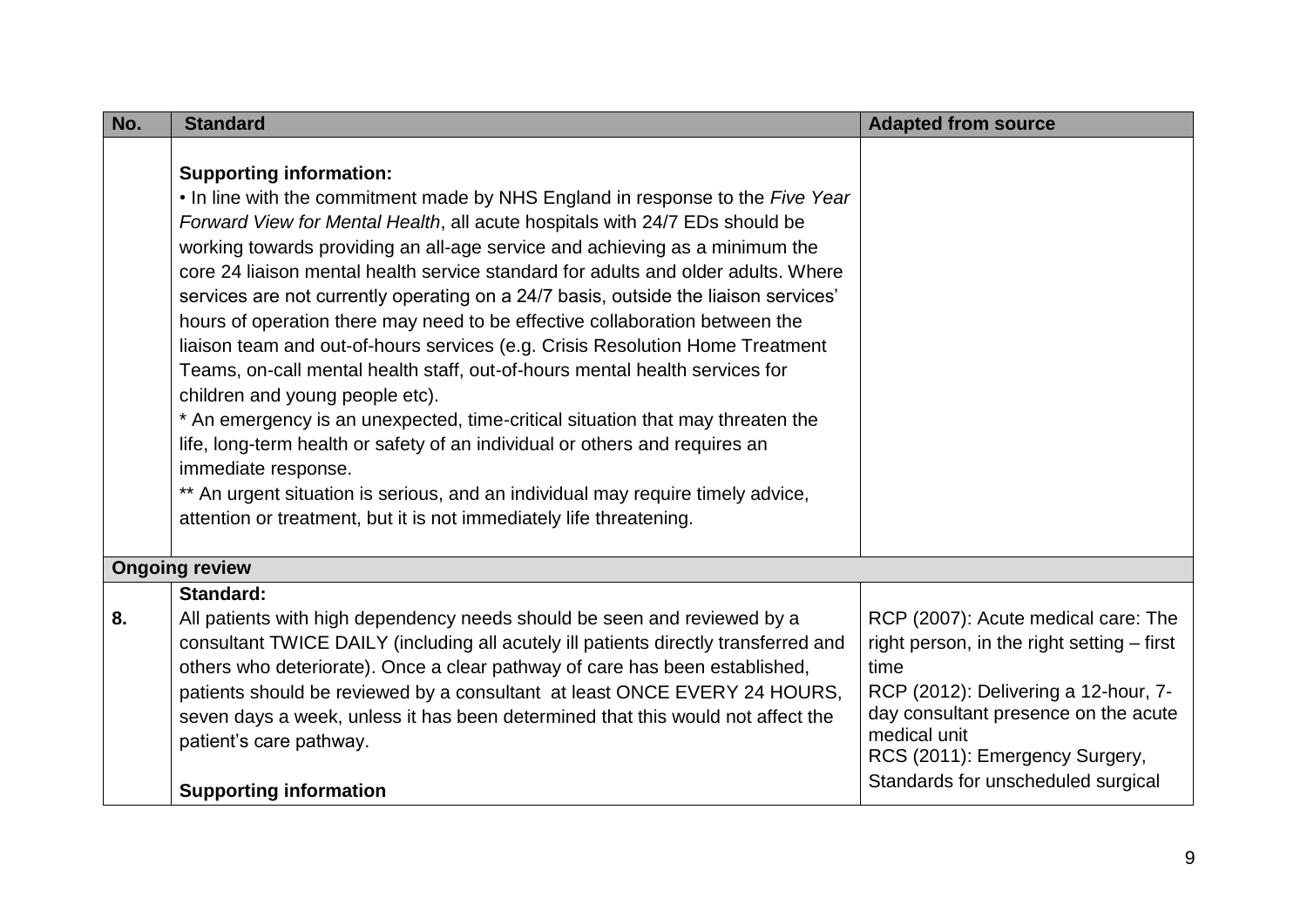| No. | Standard | Adapted from source |
|---|---|---|
| | **Supporting information:**<br>• In line with the commitment made by NHS England in response to the *Five Year Forward View for Mental Health*, all acute hospitals with 24/7 EDs should be working towards providing an all-age service and achieving as a minimum the core 24 liaison mental health service standard for adults and older adults. Where services are not currently operating on a 24/7 basis, outside the liaison services' hours of operation there may need to be effective collaboration between the liaison team and out-of-hours services (e.g. Crisis Resolution Home Treatment Teams, on-call mental health staff, out-of-hours mental health services for children and young people etc).<br>* An emergency is an unexpected, time-critical situation that may threaten the life, long-term health or safety of an individual or others and requires an immediate response.<br>** An urgent situation is serious, and an individual may require timely advice, attention or treatment, but it is not immediately life threatening. | |
| **Ongoing review** | | |
| 8. | **Standard:**<br>All patients with high dependency needs should be seen and reviewed by a consultant TWICE DAILY (including all acutely ill patients directly transferred and others who deteriorate). Once a clear pathway of care has been established, patients should be reviewed by a consultant at least ONCE EVERY 24 HOURS, seven days a week, unless it has been determined that this would not affect the patient's care pathway.<br><br>**Supporting information** | RCP (2007): Acute medical care: The right person, in the right setting – first time<br>RCP (2012): Delivering a 12-hour, 7-day consultant presence on the acute medical unit<br>RCS (2011): Emergency Surgery, Standards for unscheduled surgical |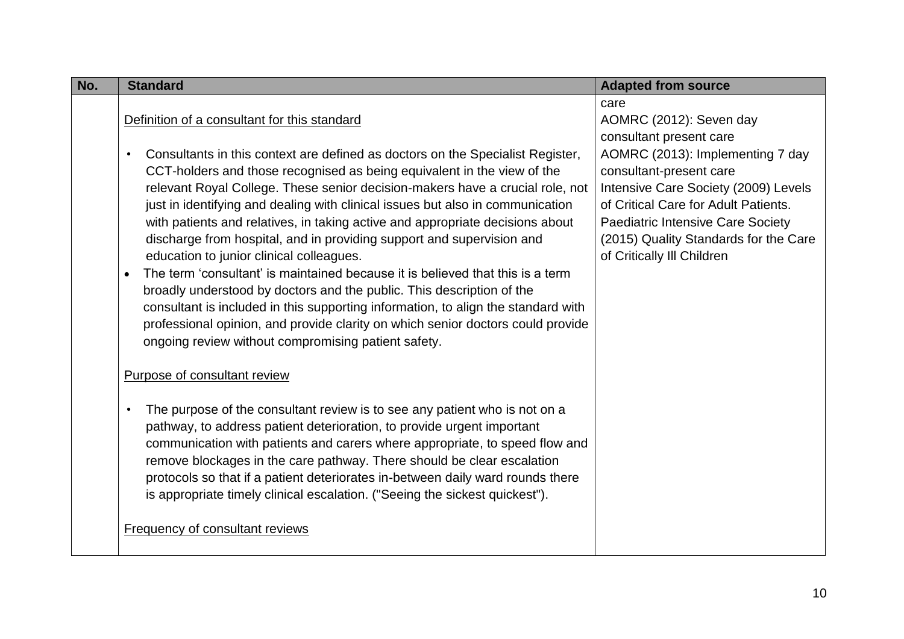| No. | Standard | Adapted from source |
|---|---|---|
| | Definition of a consultant for this standard<br><br>• Consultants in this context are defined as doctors on the Specialist Register, CCT-holders and those recognised as being equivalent in the view of the relevant Royal College. These senior decision-makers have a crucial role, not just in identifying and dealing with clinical issues but also in communication with patients and relatives, in taking active and appropriate decisions about discharge from hospital, and in providing support and supervision and education to junior clinical colleagues.<br>• The term 'consultant' is maintained because it is believed that this is a term broadly understood by doctors and the public. This description of the consultant is included in this supporting information, to align the standard with professional opinion, and provide clarity on which senior doctors could provide ongoing review without compromising patient safety.<br><br>Purpose of consultant review<br><br>• The purpose of the consultant review is to see any patient who is not on a pathway, to address patient deterioration, to provide urgent important communication with patients and carers where appropriate, to speed flow and remove blockages in the care pathway. There should be clear escalation protocols so that if a patient deteriorates in-between daily ward rounds there is appropriate timely clinical escalation. ("Seeing the sickest quickest").<br><br>Frequency of consultant reviews | care<br>AOMRC (2012): Seven day consultant present care<br>AOMRC (2013): Implementing 7 day consultant-present care<br>Intensive Care Society (2009) Levels of Critical Care for Adult Patients.<br>Paediatric Intensive Care Society (2015) Quality Standards for the Care of Critically Ill Children |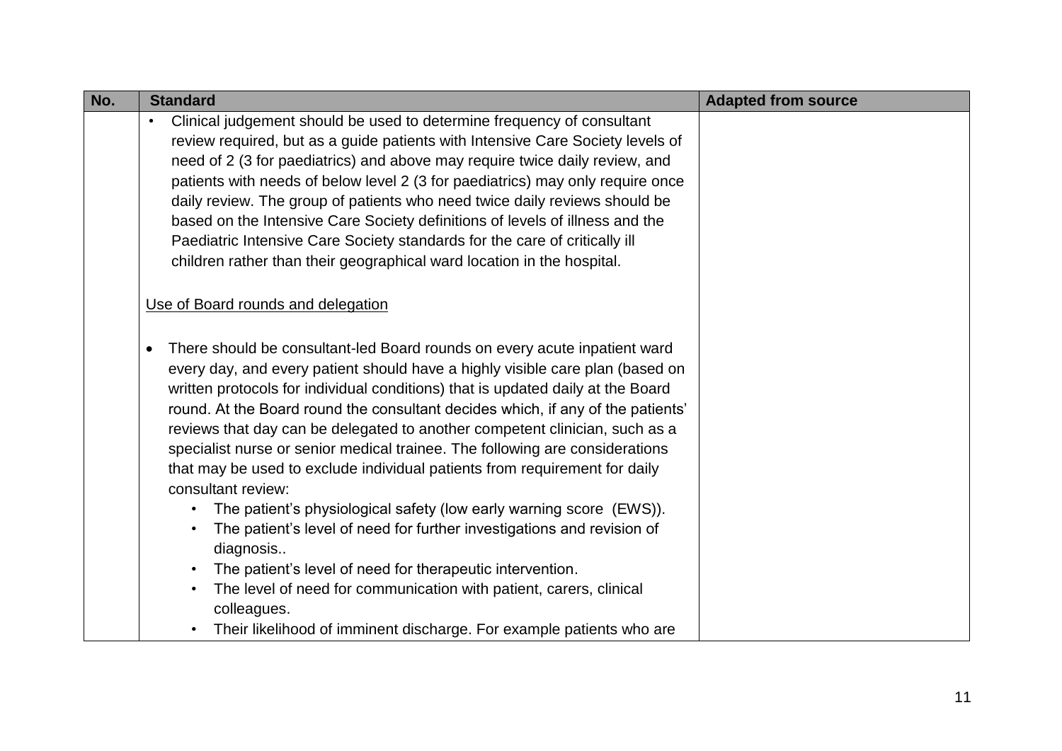| No. | Standard | Adapted from source |
|---|---|---|
| | • Clinical judgement should be used to determine frequency of consultant review required, but as a guide patients with Intensive Care Society levels of need of 2 (3 for paediatrics) and above may require twice daily review, and patients with needs of below level 2 (3 for paediatrics) may only require once daily review. The group of patients who need twice daily reviews should be based on the Intensive Care Society definitions of levels of illness and the Paediatric Intensive Care Society standards for the care of critically ill children rather than their geographical ward location in the hospital.<br><br>Use of Board rounds and delegation<br><br>• There should be consultant-led Board rounds on every acute inpatient ward every day, and every patient should have a highly visible care plan (based on written protocols for individual conditions) that is updated daily at the Board round. At the Board round the consultant decides which, if any of the patients' reviews that day can be delegated to another competent clinician, such as a specialist nurse or senior medical trainee. The following are considerations that may be used to exclude individual patients from requirement for daily consultant review:<br>  • The patient's physiological safety (low early warning score (EWS)).<br>  • The patient's level of need for further investigations and revision of diagnosis..<br>  • The patient's level of need for therapeutic intervention.<br>  • The level of need for communication with patient, carers, clinical colleagues.<br>  • Their likelihood of imminent discharge. For example patients who are | |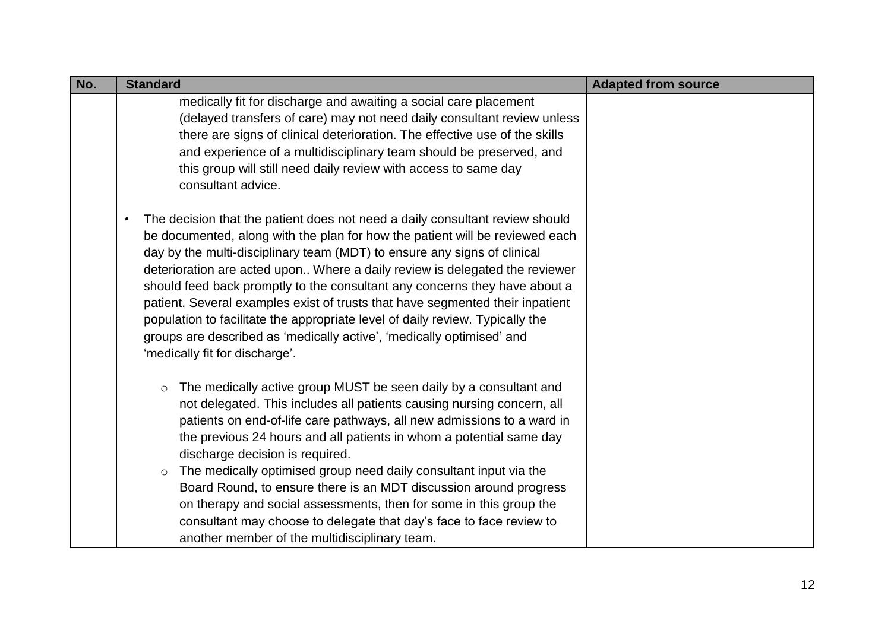| No. | Standard | Adapted from source |
| --- | --- | --- |
| | medically fit for discharge and awaiting a social care placement (delayed transfers of care) may not need daily consultant review unless there are signs of clinical deterioration. The effective use of the skills and experience of a multidisciplinary team should be preserved, and this group will still need daily review with access to same day consultant advice.<br><br>• The decision that the patient does not need a daily consultant review should be documented, along with the plan for how the patient will be reviewed each day by the multi-disciplinary team (MDT) to ensure any signs of clinical deterioration are acted upon.. Where a daily review is delegated the reviewer should feed back promptly to the consultant any concerns they have about a patient. Several examples exist of trusts that have segmented their inpatient population to facilitate the appropriate level of daily review. Typically the groups are described as 'medically active', 'medically optimised' and 'medically fit for discharge'.<br><br>○ The medically active group MUST be seen daily by a consultant and not delegated. This includes all patients causing nursing concern, all patients on end-of-life care pathways, all new admissions to a ward in the previous 24 hours and all patients in whom a potential same day discharge decision is required.<br>○ The medically optimised group need daily consultant input via the Board Round, to ensure there is an MDT discussion around progress on therapy and social assessments, then for some in this group the consultant may choose to delegate that day's face to face review to another member of the multidisciplinary team. | |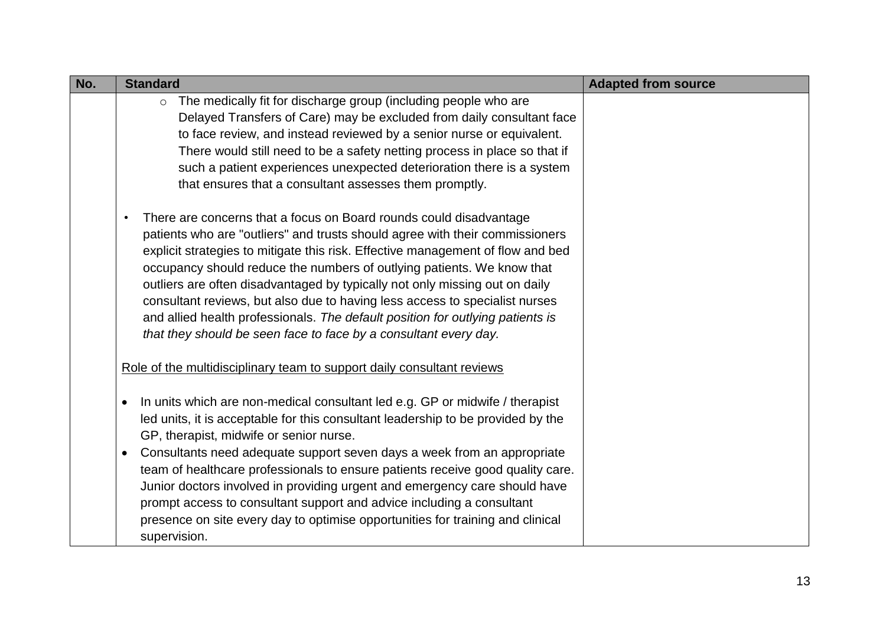| No. | Standard | Adapted from source |
|---|---|---|
| | ◦ The medically fit for discharge group (including people who are Delayed Transfers of Care) may be excluded from daily consultant face to face review, and instead reviewed by a senior nurse or equivalent. There would still need to be a safety netting process in place so that if such a patient experiences unexpected deterioration there is a system that ensures that a consultant assesses them promptly.<br><br>• There are concerns that a focus on Board rounds could disadvantage patients who are "outliers" and trusts should agree with their commissioners explicit strategies to mitigate this risk. Effective management of flow and bed occupancy should reduce the numbers of outlying patients. We know that outliers are often disadvantaged by typically not only missing out on daily consultant reviews, but also due to having less access to specialist nurses and allied health professionals. *The default position for outlying patients is that they should be seen face to face by a consultant every day.*<br><br><u>Role of the multidisciplinary team to support daily consultant reviews</u><br><br>• In units which are non-medical consultant led e.g. GP or midwife / therapist led units, it is acceptable for this consultant leadership to be provided by the GP, therapist, midwife or senior nurse.<br>• Consultants need adequate support seven days a week from an appropriate team of healthcare professionals to ensure patients receive good quality care. Junior doctors involved in providing urgent and emergency care should have prompt access to consultant support and advice including a consultant presence on site every day to optimise opportunities for training and clinical supervision. | |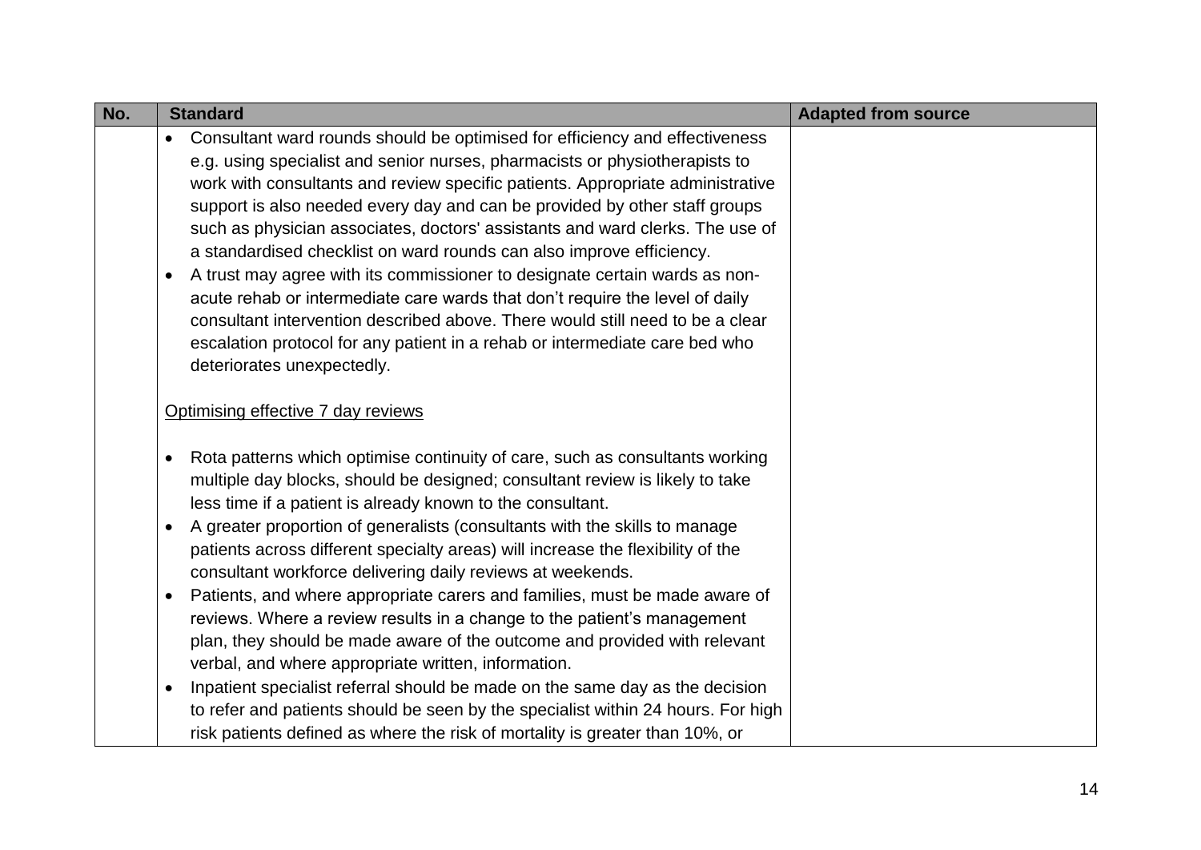| No. | Standard | Adapted from source |
|---|---|---|
| | • Consultant ward rounds should be optimised for efficiency and effectiveness e.g. using specialist and senior nurses, pharmacists or physiotherapists to work with consultants and review specific patients. Appropriate administrative support is also needed every day and can be provided by other staff groups such as physician associates, doctors' assistants and ward clerks. The use of a standardised checklist on ward rounds can also improve efficiency.<br>• A trust may agree with its commissioner to designate certain wards as non-acute rehab or intermediate care wards that don't require the level of daily consultant intervention described above. There would still need to be a clear escalation protocol for any patient in a rehab or intermediate care bed who deteriorates unexpectedly.<br><br><u>Optimising effective 7 day reviews</u><br><br>• Rota patterns which optimise continuity of care, such as consultants working multiple day blocks, should be designed; consultant review is likely to take less time if a patient is already known to the consultant.<br>• A greater proportion of generalists (consultants with the skills to manage patients across different specialty areas) will increase the flexibility of the consultant workforce delivering daily reviews at weekends.<br>• Patients, and where appropriate carers and families, must be made aware of reviews. Where a review results in a change to the patient's management plan, they should be made aware of the outcome and provided with relevant verbal, and where appropriate written, information.<br>• Inpatient specialist referral should be made on the same day as the decision to refer and patients should be seen by the specialist within 24 hours. For high risk patients defined as where the risk of mortality is greater than 10%, or | |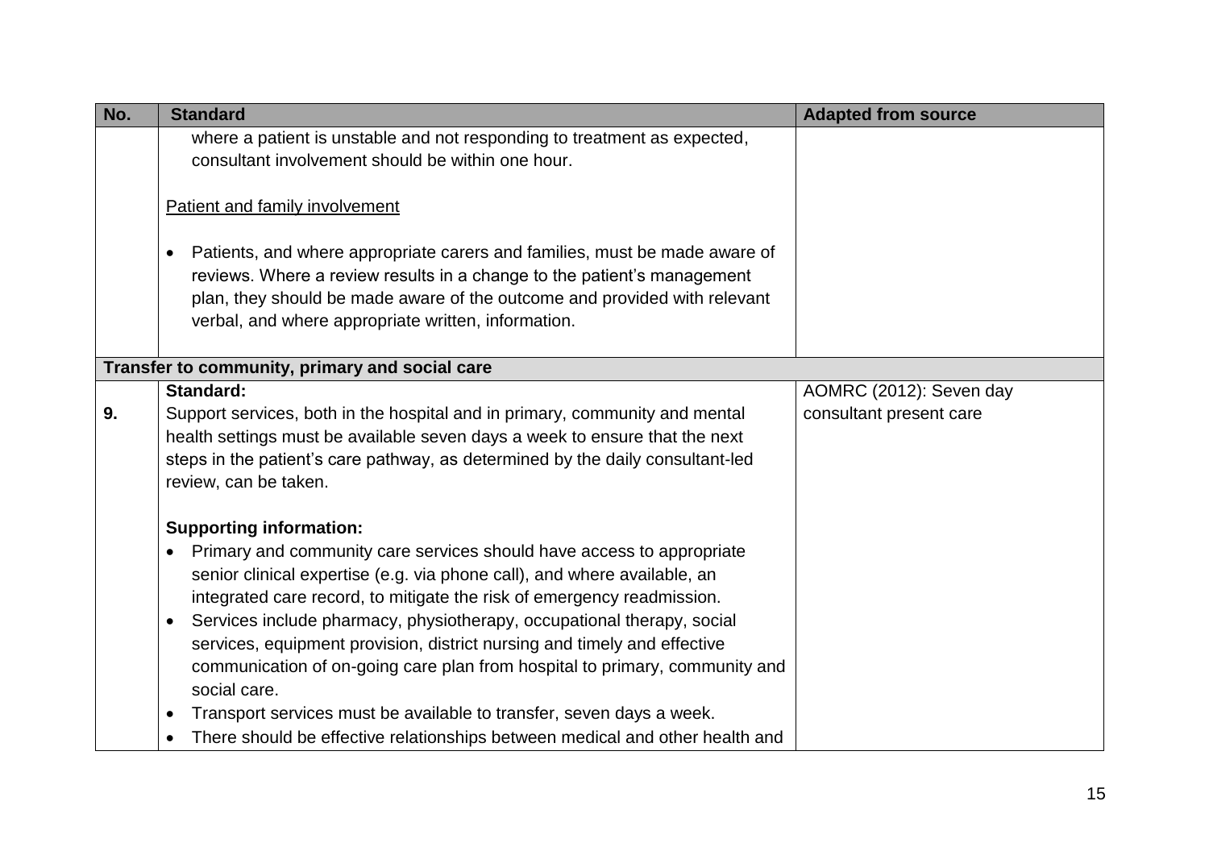| No. | Standard | Adapted from source |
| --- | --- | --- |
| | where a patient is unstable and not responding to treatment as expected, consultant involvement should be within one hour.<br><br>Patient and family involvement<br><br>• Patients, and where appropriate carers and families, must be made aware of reviews. Where a review results in a change to the patient's management plan, they should be made aware of the outcome and provided with relevant verbal, and where appropriate written, information. | |
| **Transfer to community, primary and social care** | | |
| **9.** | **Standard:**<br>Support services, both in the hospital and in primary, community and mental health settings must be available seven days a week to ensure that the next steps in the patient's care pathway, as determined by the daily consultant-led review, can be taken.<br><br>**Supporting information:**<br>• Primary and community care services should have access to appropriate senior clinical expertise (e.g. via phone call), and where available, an integrated care record, to mitigate the risk of emergency readmission.<br>• Services include pharmacy, physiotherapy, occupational therapy, social services, equipment provision, district nursing and timely and effective communication of on-going care plan from hospital to primary, community and social care.<br>• Transport services must be available to transfer, seven days a week.<br>• There should be effective relationships between medical and other health and | AOMRC (2012): Seven day consultant present care |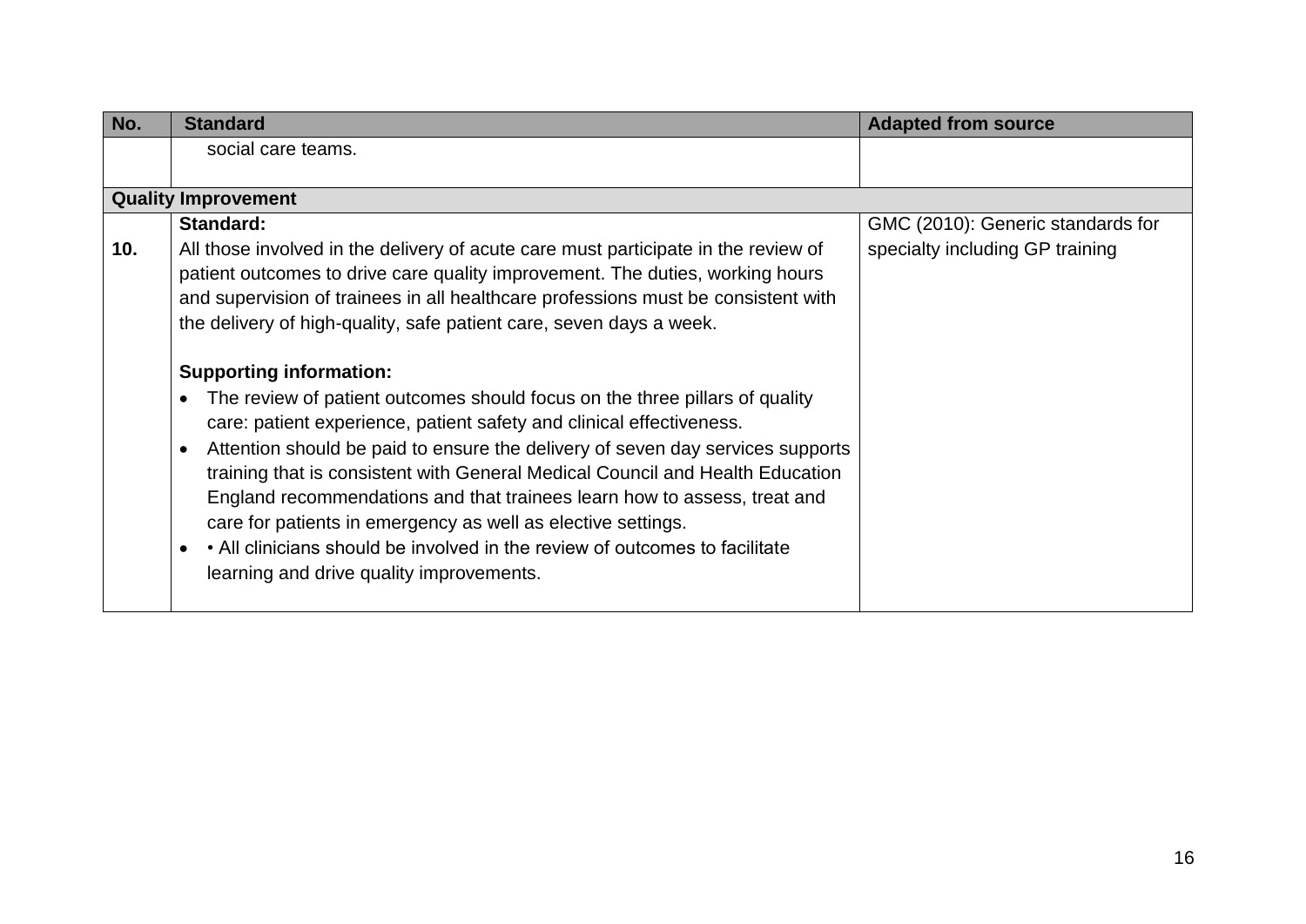| No. | Standard | Adapted from source |
|---|---|---|
| | social care teams. | |
| **Quality Improvement** | | |
| 10. | **Standard:**<br>All those involved in the delivery of acute care must participate in the review of patient outcomes to drive care quality improvement. The duties, working hours and supervision of trainees in all healthcare professions must be consistent with the delivery of high-quality, safe patient care, seven days a week.<br><br>**Supporting information:**<br>• The review of patient outcomes should focus on the three pillars of quality care: patient experience, patient safety and clinical effectiveness.<br>• Attention should be paid to ensure the delivery of seven day services supports training that is consistent with General Medical Council and Health Education England recommendations and that trainees learn how to assess, treat and care for patients in emergency as well as elective settings.<br>• • All clinicians should be involved in the review of outcomes to facilitate learning and drive quality improvements. | GMC (2010): Generic standards for specialty including GP training |